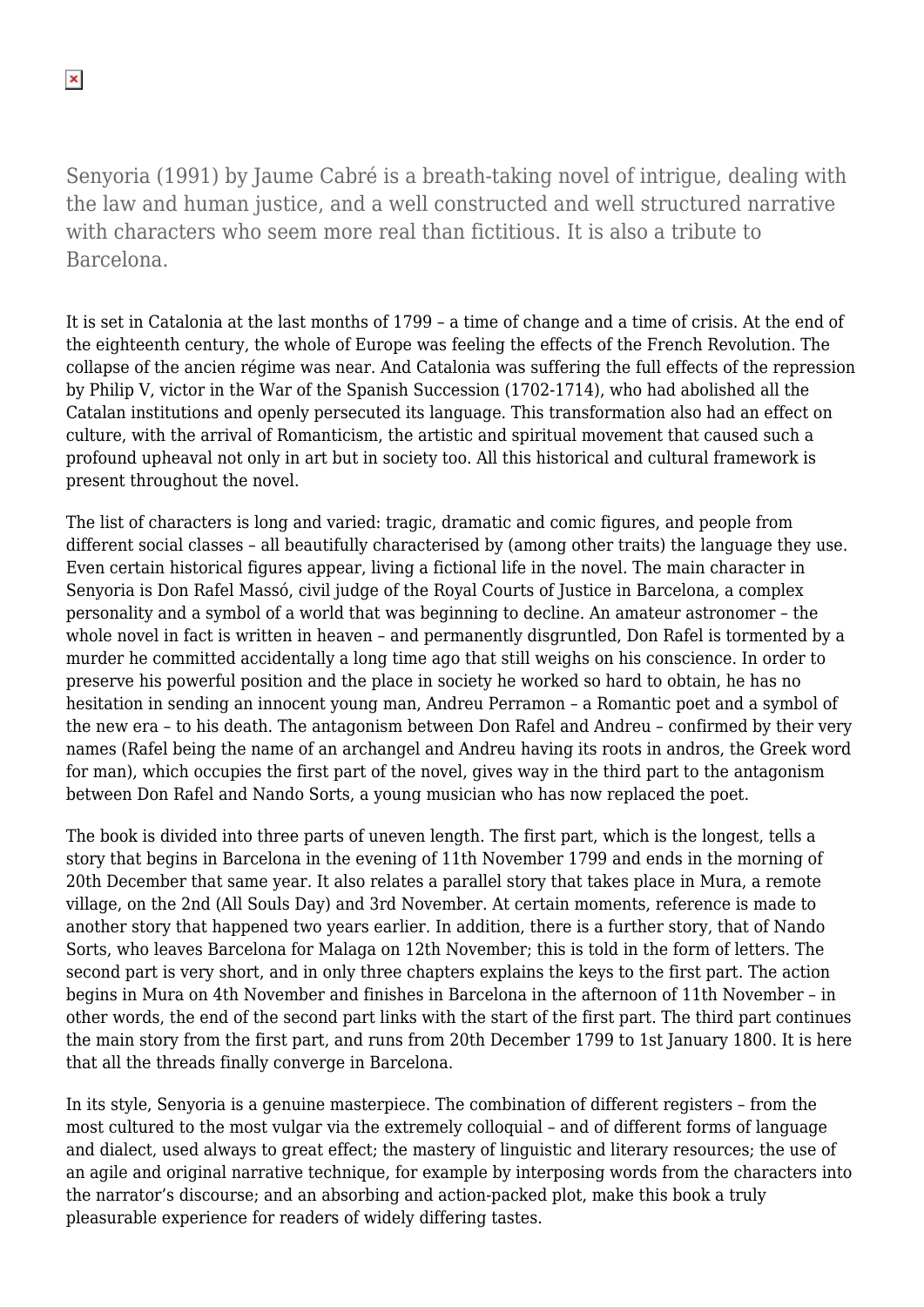Senyoria (1991) by Jaume Cabré is a breath-taking novel of intrigue, dealing with the law and human justice, and a well constructed and well structured narrative with characters who seem more real than fictitious. It is also a tribute to Barcelona.

It is set in Catalonia at the last months of 1799 – a time of change and a time of crisis. At the end of the eighteenth century, the whole of Europe was feeling the effects of the French Revolution. The collapse of the ancien régime was near. And Catalonia was suffering the full effects of the repression by Philip V, victor in the War of the Spanish Succession (1702-1714), who had abolished all the Catalan institutions and openly persecuted its language. This transformation also had an effect on culture, with the arrival of Romanticism, the artistic and spiritual movement that caused such a profound upheaval not only in art but in society too. All this historical and cultural framework is present throughout the novel.

The list of characters is long and varied: tragic, dramatic and comic figures, and people from different social classes – all beautifully characterised by (among other traits) the language they use. Even certain historical figures appear, living a fictional life in the novel. The main character in Senyoria is Don Rafel Massó, civil judge of the Royal Courts of Justice in Barcelona, a complex personality and a symbol of a world that was beginning to decline. An amateur astronomer – the whole novel in fact is written in heaven – and permanently disgruntled, Don Rafel is tormented by a murder he committed accidentally a long time ago that still weighs on his conscience. In order to preserve his powerful position and the place in society he worked so hard to obtain, he has no hesitation in sending an innocent young man, Andreu Perramon – a Romantic poet and a symbol of the new era – to his death. The antagonism between Don Rafel and Andreu – confirmed by their very names (Rafel being the name of an archangel and Andreu having its roots in andros, the Greek word for man), which occupies the first part of the novel, gives way in the third part to the antagonism between Don Rafel and Nando Sorts, a young musician who has now replaced the poet.

The book is divided into three parts of uneven length. The first part, which is the longest, tells a story that begins in Barcelona in the evening of 11th November 1799 and ends in the morning of 20th December that same year. It also relates a parallel story that takes place in Mura, a remote village, on the 2nd (All Souls Day) and 3rd November. At certain moments, reference is made to another story that happened two years earlier. In addition, there is a further story, that of Nando Sorts, who leaves Barcelona for Malaga on 12th November; this is told in the form of letters. The second part is very short, and in only three chapters explains the keys to the first part. The action begins in Mura on 4th November and finishes in Barcelona in the afternoon of 11th November – in other words, the end of the second part links with the start of the first part. The third part continues the main story from the first part, and runs from 20th December 1799 to 1st January 1800. It is here that all the threads finally converge in Barcelona.

In its style, Senyoria is a genuine masterpiece. The combination of different registers – from the most cultured to the most vulgar via the extremely colloquial – and of different forms of language and dialect, used always to great effect; the mastery of linguistic and literary resources; the use of an agile and original narrative technique, for example by interposing words from the characters into the narrator's discourse; and an absorbing and action-packed plot, make this book a truly pleasurable experience for readers of widely differing tastes.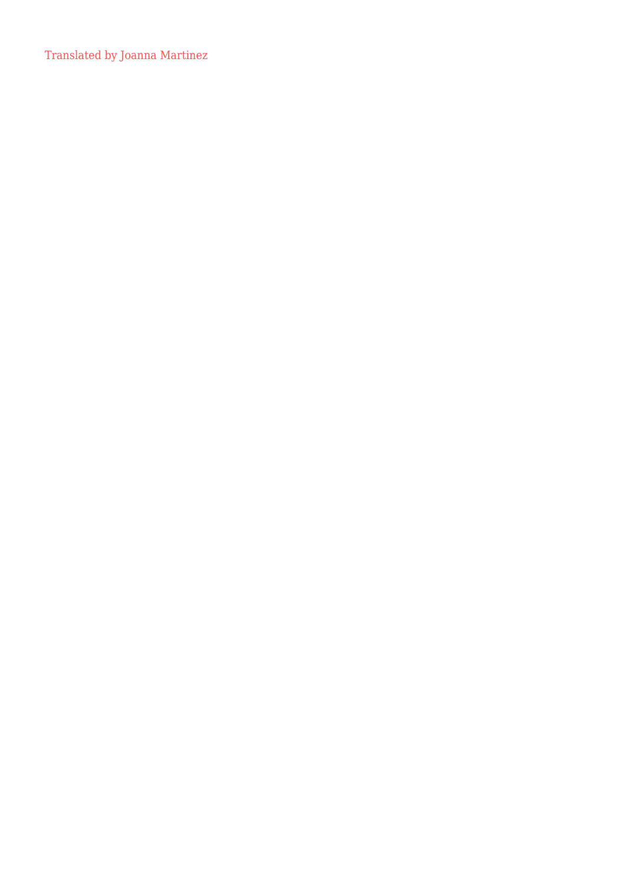Translated by Joanna Martinez